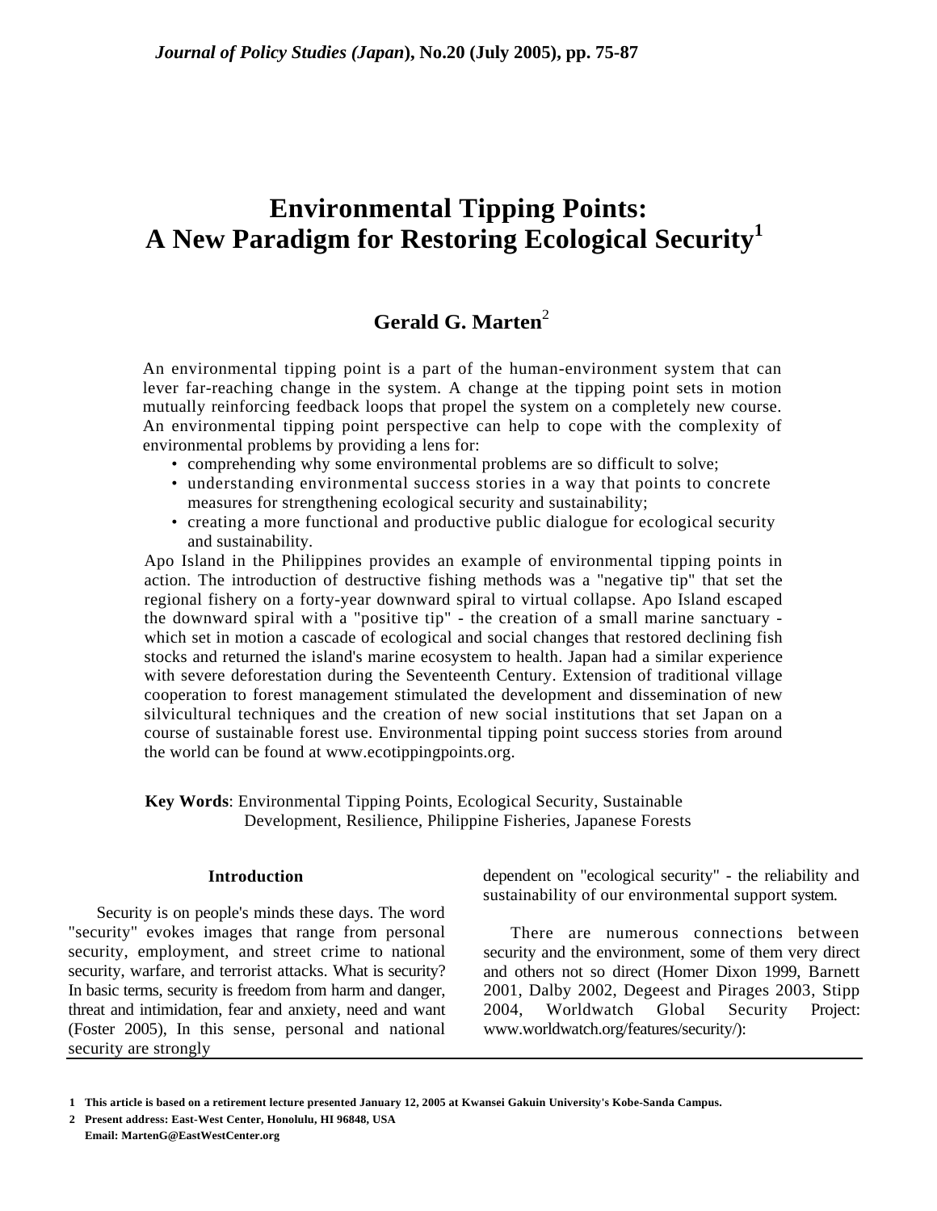# Environmental Tipping Points: A New Paradigm for Restoring Ecological Security[1]

## Gerald G. Marten[2]

An environmental tipping point is a part of the human-environment system that can lever far-reaching change in the system. A change at the tipping point sets in motion mutually reinforcing feedback loops that propel the system on a completely new course. An environmental tipping point perspective can help to cope with the complexity of environmental problems by providing a lens for:

- comprehending why some environmental problems are so difficult to solve;
- understanding environmental success stories in a way that points to concrete measures for strengthening ecological security and sustainability;
- creating a more functional and productive public dialogue for ecological security and sustainability.

Apo Island in the Philippines provides an example of environmental tipping points in action. The introduction of destructive fishing methods was a "negative tip" that set the regional fishery on a forty-year downward spiral to virtual collapse. Apo Island escaped the downward spiral with a "positive tip" - the creation of a small marine sanctuary - which set in motion a cascade of ecological and social changes that restored declining fish stocks and returned the island's marine ecosystem to health. Japan had a similar experience with severe deforestation during the Seventeenth Century. Extension of traditional village cooperation to forest management stimulated the development and dissemination of new silvicultural techniques and the creation of new social institutions that set Japan on a course of sustainable forest use. Environmental tipping point success stories from around the world can be found at www.ecotippingpoints.org.

**Key Words**: Environmental Tipping Points, Ecological Security, Sustainable Development, Resilience, Philippine Fisheries, Japanese Forests

### Introduction

Security is on people's minds these days. The word "security" evokes images that range from personal security, employment, and street crime to national security, warfare, and terrorist attacks. What is security? In basic terms, security is freedom from harm and danger, threat and intimidation, fear and anxiety, need and want (Foster 2005), In this sense, personal and national security are strongly dependent on "ecological security" - the reliability and sustainability of our environmental support system.

There are numerous connections between security and the environment, some of them very direct and others not so direct (Homer Dixon 1999, Barnett 2001, Dalby 2002, Degeest and Pirages 2003, Stipp 2004, Worldwatch Global Security Project: www.worldwatch.org/features/security/):

---

1 This article is based on a retirement lecture presented January 12, 2005 at Kwansei Gakuin University's Kobe-Sanda Campus.

2 Present address: East-West Center, Honolulu, HI 96848, USA
Email: MartenG@EastWestCenter.org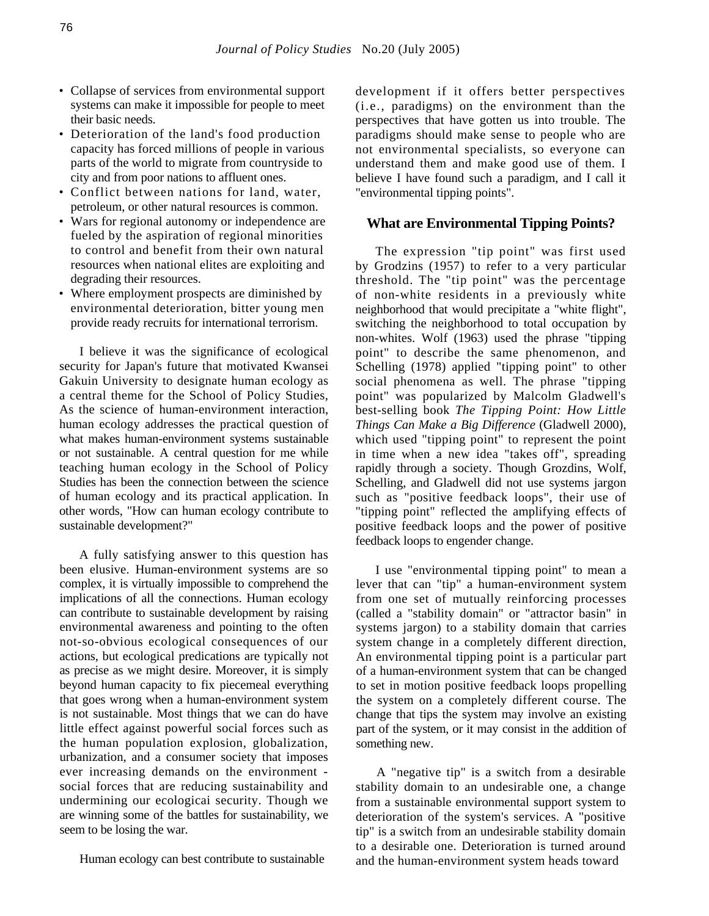- Collapse of services from environmental support systems can make it impossible for people to meet their basic needs.
- Deterioration of the land's food production capacity has forced millions of people in various parts of the world to migrate from countryside to city and from poor nations to affluent ones.
- Conflict between nations for land, water, petroleum, or other natural resources is common.
- Wars for regional autonomy or independence are fueled by the aspiration of regional minorities to control and benefit from their own natural resources when national elites are exploiting and degrading their resources.
- Where employment prospects are diminished by environmental deterioration, bitter young men provide ready recruits for international terrorism.

I believe it was the significance of ecological security for Japan's future that motivated Kwansei Gakuin University to designate human ecology as a central theme for the School of Policy Studies, As the science of human-environment interaction, human ecology addresses the practical question of what makes human-environment systems sustainable or not sustainable. A central question for me while teaching human ecology in the School of Policy Studies has been the connection between the science of human ecology and its practical application. In other words, "How can human ecology contribute to sustainable development?"

A fully satisfying answer to this question has been elusive. Human-environment systems are so complex, it is virtually impossible to comprehend the implications of all the connections. Human ecology can contribute to sustainable development by raising environmental awareness and pointing to the often not-so-obvious ecological consequences of our actions, but ecological predications are typically not as precise as we might desire. Moreover, it is simply beyond human capacity to fix piecemeal everything that goes wrong when a human-environment system is not sustainable. Most things that we can do have little effect against powerful social forces such as the human population explosion, globalization, urbanization, and a consumer society that imposes ever increasing demands on the environment - social forces that are reducing sustainability and undermining our ecologicai security. Though we are winning some of the battles for sustainability, we seem to be losing the war.

Human ecology can best contribute to sustainable development if it offers better perspectives (i.e., paradigms) on the environment than the perspectives that have gotten us into trouble. The paradigms should make sense to people who are not environmental specialists, so everyone can understand them and make good use of them. I believe I have found such a paradigm, and I call it "environmental tipping points".

## What are Environmental Tipping Points?

The expression "tip point" was first used by Grodzins (1957) to refer to a very particular threshold. The "tip point" was the percentage of non-white residents in a previously white neighborhood that would precipitate a "white flight", switching the neighborhood to total occupation by non-whites. Wolf (1963) used the phrase "tipping point" to describe the same phenomenon, and Schelling (1978) applied "tipping point" to other social phenomena as well. The phrase "tipping point" was popularized by Malcolm Gladwell's best-selling book *The Tipping Point: How Little Things Can Make a Big Difference* (Gladwell 2000), which used "tipping point" to represent the point in time when a new idea "takes off", spreading rapidly through a society. Though Grozdins, Wolf, Schelling, and Gladwell did not use systems jargon such as "positive feedback loops", their use of "tipping point" reflected the amplifying effects of positive feedback loops and the power of positive feedback loops to engender change.

I use "environmental tipping point" to mean a lever that can "tip" a human-environment system from one set of mutually reinforcing processes (called a "stability domain" or "attractor basin" in systems jargon) to a stability domain that carries system change in a completely different direction, An environmental tipping point is a particular part of a human-environment system that can be changed to set in motion positive feedback loops propelling the system on a completely different course. The change that tips the system may involve an existing part of the system, or it may consist in the addition of something new.

A "negative tip" is a switch from a desirable stability domain to an undesirable one, a change from a sustainable environmental support system to deterioration of the system's services. A "positive tip" is a switch from an undesirable stability domain to a desirable one. Deterioration is turned around and the human-environment system heads toward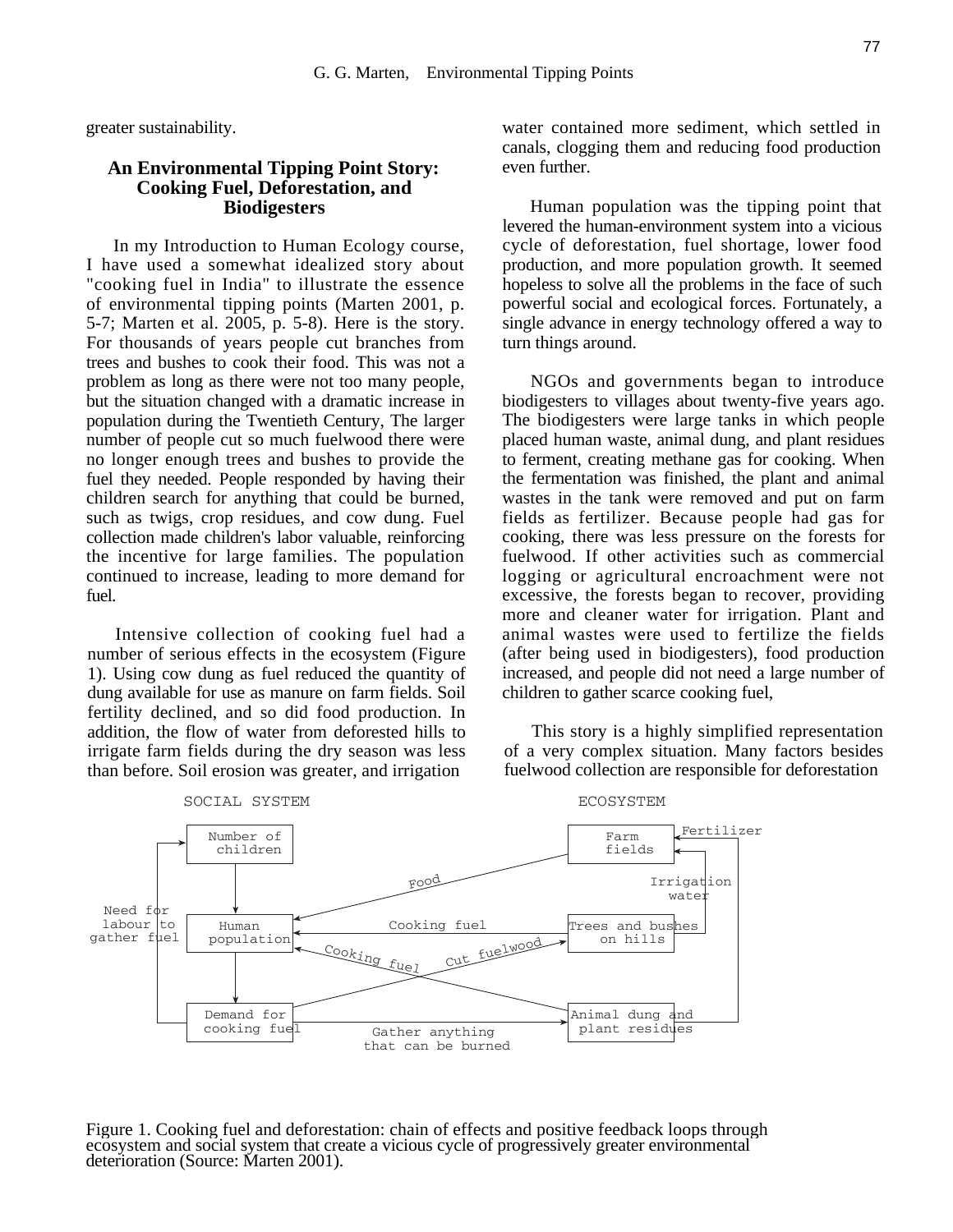greater sustainability.

## An Environmental Tipping Point Story: Cooking Fuel, Deforestation, and Biodigesters

In my Introduction to Human Ecology course, I have used a somewhat idealized story about "cooking fuel in India" to illustrate the essence of environmental tipping points (Marten 2001, p. 5-7; Marten et al. 2005, p. 5-8). Here is the story. For thousands of years people cut branches from trees and bushes to cook their food. This was not a problem as long as there were not too many people, but the situation changed with a dramatic increase in population during the Twentieth Century, The larger number of people cut so much fuelwood there were no longer enough trees and bushes to provide the fuel they needed. People responded by having their children search for anything that could be burned, such as twigs, crop residues, and cow dung. Fuel collection made children's labor valuable, reinforcing the incentive for large families. The population continued to increase, leading to more demand for fuel.

Intensive collection of cooking fuel had a number of serious effects in the ecosystem (Figure 1). Using cow dung as fuel reduced the quantity of dung available for use as manure on farm fields. Soil fertility declined, and so did food production. In addition, the flow of water from deforested hills to irrigate farm fields during the dry season was less than before. Soil erosion was greater, and irrigation water contained more sediment, which settled in canals, clogging them and reducing food production even further.

Human population was the tipping point that levered the human-environment system into a vicious cycle of deforestation, fuel shortage, lower food production, and more population growth. It seemed hopeless to solve all the problems in the face of such powerful social and ecological forces. Fortunately, a single advance in energy technology offered a way to turn things around.

NGOs and governments began to introduce biodigesters to villages about twenty-five years ago. The biodigesters were large tanks in which people placed human waste, animal dung, and plant residues to ferment, creating methane gas for cooking. When the fermentation was finished, the plant and animal wastes in the tank were removed and put on farm fields as fertilizer. Because people had gas for cooking, there was less pressure on the forests for fuelwood. If other activities such as commercial logging or agricultural encroachment were not excessive, the forests began to recover, providing more and cleaner water for irrigation. Plant and animal wastes were used to fertilize the fields (after being used in biodigesters), food production increased, and people did not need a large number of children to gather scarce cooking fuel,

This story is a highly simplified representation of a very complex situation. Many factors besides fuelwood collection are responsible for deforestation

Figure 1. Cooking fuel and deforestation: chain of effects and positive feedback loops through ecosystem and social system that create a vicious cycle of progressively greater environmental deterioration (Source: Marten 2001).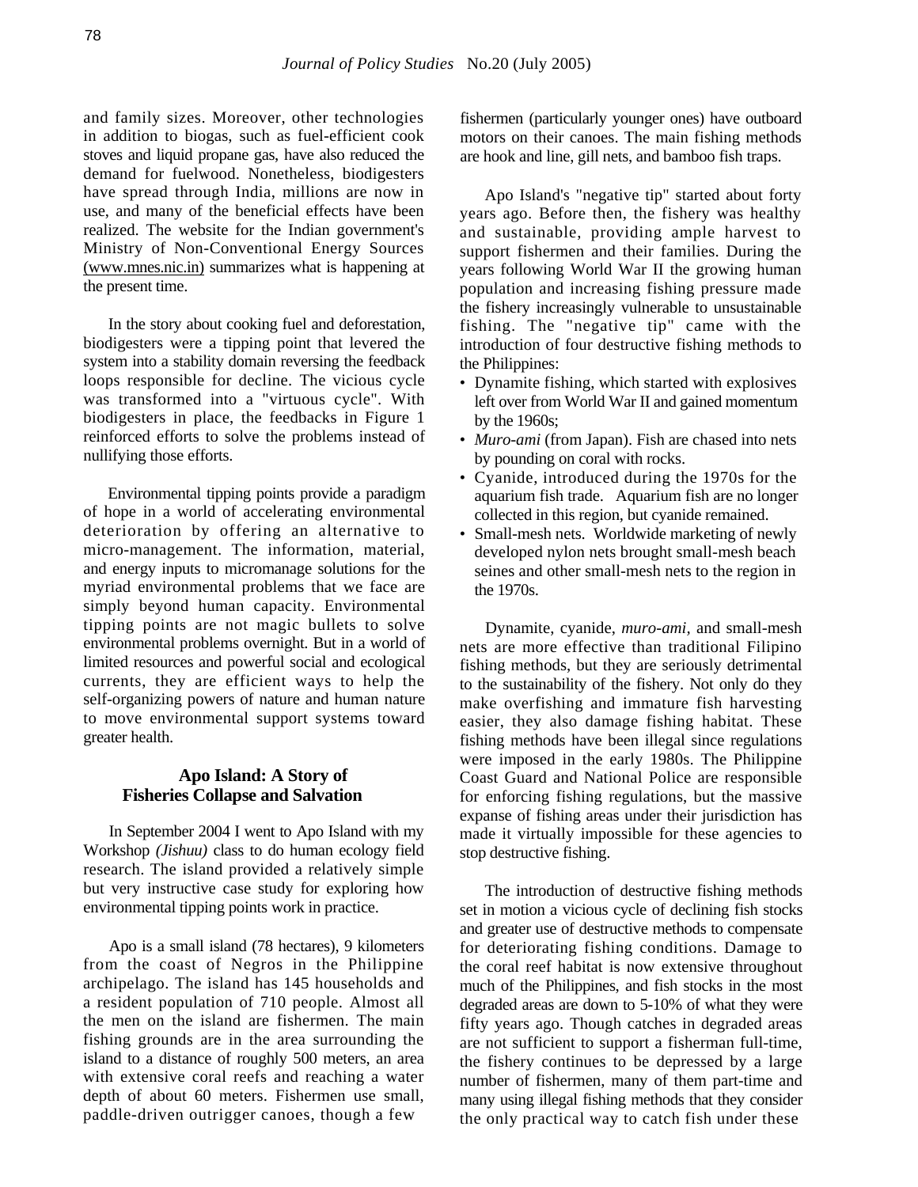and family sizes. Moreover, other technologies in addition to biogas, such as fuel-efficient cook stoves and liquid propane gas, have also reduced the demand for fuelwood. Nonetheless, biodigesters have spread through India, millions are now in use, and many of the beneficial effects have been realized. The website for the Indian government's Ministry of Non-Conventional Energy Sources (www.mnes.nic.in) summarizes what is happening at the present time.

In the story about cooking fuel and deforestation, biodigesters were a tipping point that levered the system into a stability domain reversing the feedback loops responsible for decline. The vicious cycle was transformed into a "virtuous cycle". With biodigesters in place, the feedbacks in Figure 1 reinforced efforts to solve the problems instead of nullifying those efforts.

Environmental tipping points provide a paradigm of hope in a world of accelerating environmental deterioration by offering an alternative to micro-management. The information, material, and energy inputs to micromanage solutions for the myriad environmental problems that we face are simply beyond human capacity. Environmental tipping points are not magic bullets to solve environmental problems overnight. But in a world of limited resources and powerful social and ecological currents, they are efficient ways to help the self-organizing powers of nature and human nature to move environmental support systems toward greater health.

## Apo Island: A Story of Fisheries Collapse and Salvation

In September 2004 I went to Apo Island with my Workshop *(Jishuu)* class to do human ecology field research. The island provided a relatively simple but very instructive case study for exploring how environmental tipping points work in practice.

Apo is a small island (78 hectares), 9 kilometers from the coast of Negros in the Philippine archipelago. The island has 145 households and a resident population of 710 people. Almost all the men on the island are fishermen. The main fishing grounds are in the area surrounding the island to a distance of roughly 500 meters, an area with extensive coral reefs and reaching a water depth of about 60 meters. Fishermen use small, paddle-driven outrigger canoes, though a few fishermen (particularly younger ones) have outboard motors on their canoes. The main fishing methods are hook and line, gill nets, and bamboo fish traps.

Apo Island's "negative tip" started about forty years ago. Before then, the fishery was healthy and sustainable, providing ample harvest to support fishermen and their families. During the years following World War II the growing human population and increasing fishing pressure made the fishery increasingly vulnerable to unsustainable fishing. The "negative tip" came with the introduction of four destructive fishing methods to the Philippines:

- Dynamite fishing, which started with explosives left over from World War II and gained momentum by the 1960s;
- *Muro-ami* (from Japan). Fish are chased into nets by pounding on coral with rocks.
- Cyanide, introduced during the 1970s for the aquarium fish trade. Aquarium fish are no longer collected in this region, but cyanide remained.
- Small-mesh nets. Worldwide marketing of newly developed nylon nets brought small-mesh beach seines and other small-mesh nets to the region in the 1970s.

Dynamite, cyanide, *muro-ami*, and small-mesh nets are more effective than traditional Filipino fishing methods, but they are seriously detrimental to the sustainability of the fishery. Not only do they make overfishing and immature fish harvesting easier, they also damage fishing habitat. These fishing methods have been illegal since regulations were imposed in the early 1980s. The Philippine Coast Guard and National Police are responsible for enforcing fishing regulations, but the massive expanse of fishing areas under their jurisdiction has made it virtually impossible for these agencies to stop destructive fishing.

The introduction of destructive fishing methods set in motion a vicious cycle of declining fish stocks and greater use of destructive methods to compensate for deteriorating fishing conditions. Damage to the coral reef habitat is now extensive throughout much of the Philippines, and fish stocks in the most degraded areas are down to 5-10% of what they were fifty years ago. Though catches in degraded areas are not sufficient to support a fisherman full-time, the fishery continues to be depressed by a large number of fishermen, many of them part-time and many using illegal fishing methods that they consider the only practical way to catch fish under these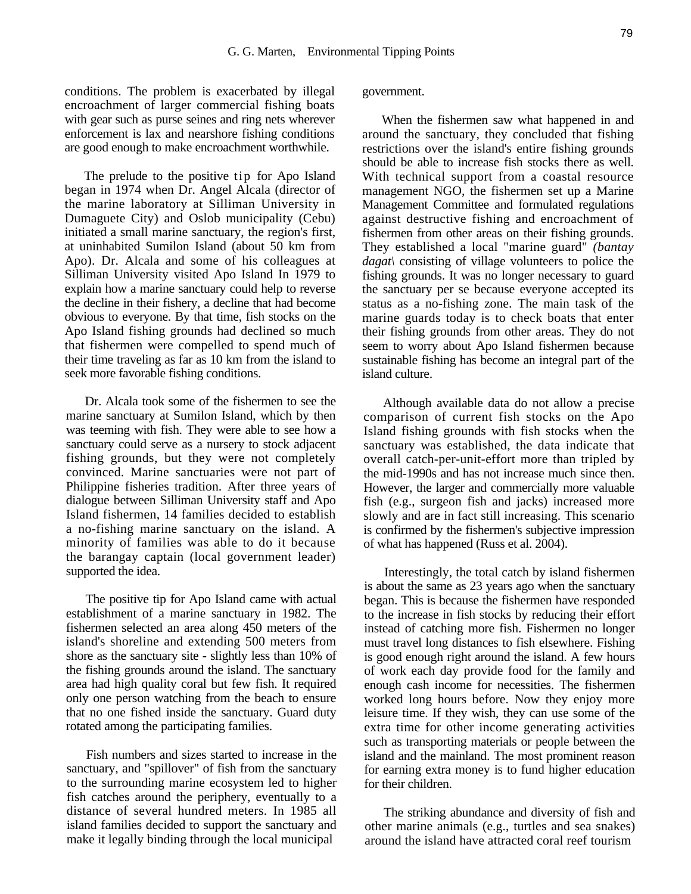conditions. The problem is exacerbated by illegal encroachment of larger commercial fishing boats with gear such as purse seines and ring nets wherever enforcement is lax and nearshore fishing conditions are good enough to make encroachment worthwhile.

The prelude to the positive tip for Apo Island began in 1974 when Dr. Angel Alcala (director of the marine laboratory at Silliman University in Dumaguete City) and Oslob municipality (Cebu) initiated a small marine sanctuary, the region's first, at uninhabited Sumilon Island (about 50 km from Apo). Dr. Alcala and some of his colleagues at Silliman University visited Apo Island In 1979 to explain how a marine sanctuary could help to reverse the decline in their fishery, a decline that had become obvious to everyone. By that time, fish stocks on the Apo Island fishing grounds had declined so much that fishermen were compelled to spend much of their time traveling as far as 10 km from the island to seek more favorable fishing conditions.

Dr. Alcala took some of the fishermen to see the marine sanctuary at Sumilon Island, which by then was teeming with fish. They were able to see how a sanctuary could serve as a nursery to stock adjacent fishing grounds, but they were not completely convinced. Marine sanctuaries were not part of Philippine fisheries tradition. After three years of dialogue between Silliman University staff and Apo Island fishermen, 14 families decided to establish a no-fishing marine sanctuary on the island. A minority of families was able to do it because the barangay captain (local government leader) supported the idea.

The positive tip for Apo Island came with actual establishment of a marine sanctuary in 1982. The fishermen selected an area along 450 meters of the island's shoreline and extending 500 meters from shore as the sanctuary site - slightly less than 10% of the fishing grounds around the island. The sanctuary area had high quality coral but few fish. It required only one person watching from the beach to ensure that no one fished inside the sanctuary. Guard duty rotated among the participating families.

Fish numbers and sizes started to increase in the sanctuary, and "spillover" of fish from the sanctuary to the surrounding marine ecosystem led to higher fish catches around the periphery, eventually to a distance of several hundred meters. In 1985 all island families decided to support the sanctuary and make it legally binding through the local municipal government.

When the fishermen saw what happened in and around the sanctuary, they concluded that fishing restrictions over the island's entire fishing grounds should be able to increase fish stocks there as well. With technical support from a coastal resource management NGO, the fishermen set up a Marine Management Committee and formulated regulations against destructive fishing and encroachment of fishermen from other areas on their fishing grounds. They established a local "marine guard" *(bantay dagat\* consisting of village volunteers to police the fishing grounds. It was no longer necessary to guard the sanctuary per se because everyone accepted its status as a no-fishing zone. The main task of the marine guards today is to check boats that enter their fishing grounds from other areas. They do not seem to worry about Apo Island fishermen because sustainable fishing has become an integral part of the island culture.

Although available data do not allow a precise comparison of current fish stocks on the Apo Island fishing grounds with fish stocks when the sanctuary was established, the data indicate that overall catch-per-unit-effort more than tripled by the mid-1990s and has not increase much since then. However, the larger and commercially more valuable fish (e.g., surgeon fish and jacks) increased more slowly and are in fact still increasing. This scenario is confirmed by the fishermen's subjective impression of what has happened (Russ et al. 2004).

Interestingly, the total catch by island fishermen is about the same as 23 years ago when the sanctuary began. This is because the fishermen have responded to the increase in fish stocks by reducing their effort instead of catching more fish. Fishermen no longer must travel long distances to fish elsewhere. Fishing is good enough right around the island. A few hours of work each day provide food for the family and enough cash income for necessities. The fishermen worked long hours before. Now they enjoy more leisure time. If they wish, they can use some of the extra time for other income generating activities such as transporting materials or people between the island and the mainland. The most prominent reason for earning extra money is to fund higher education for their children.

The striking abundance and diversity of fish and other marine animals (e.g., turtles and sea snakes) around the island have attracted coral reef tourism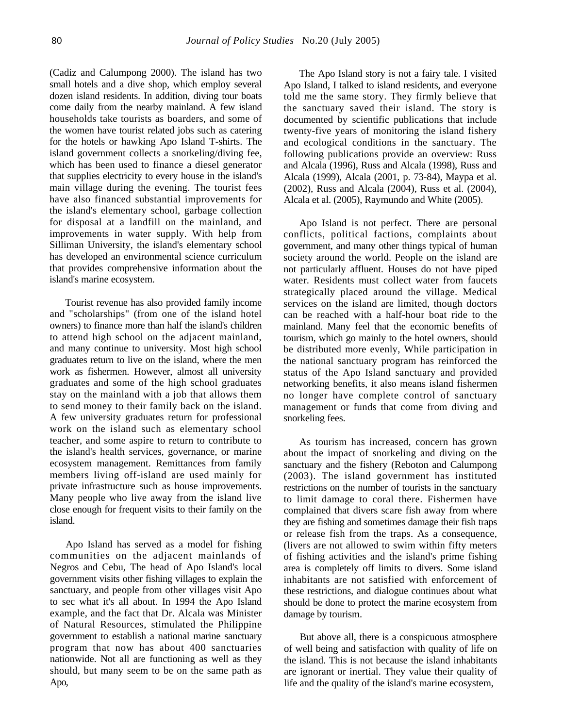(Cadiz and Calumpong 2000). The island has two small hotels and a dive shop, which employ several dozen island residents. In addition, diving tour boats come daily from the nearby mainland. A few island households take tourists as boarders, and some of the women have tourist related jobs such as catering for the hotels or hawking Apo Island T-shirts. The island government collects a snorkeling/diving fee, which has been used to finance a diesel generator that supplies electricity to every house in the island's main village during the evening. The tourist fees have also financed substantial improvements for the island's elementary school, garbage collection for disposal at a landfill on the mainland, and improvements in water supply. With help from Silliman University, the island's elementary school has developed an environmental science curriculum that provides comprehensive information about the island's marine ecosystem.

Tourist revenue has also provided family income and "scholarships" (from one of the island hotel owners) to finance more than half the island's children to attend high school on the adjacent mainland, and many continue to university. Most high school graduates return to live on the island, where the men work as fishermen. However, almost all university graduates and some of the high school graduates stay on the mainland with a job that allows them to send money to their family back on the island. A few university graduates return for professional work on the island such as elementary school teacher, and some aspire to return to contribute to the island's health services, governance, or marine ecosystem management. Remittances from family members living off-island are used mainly for private infrastructure such as house improvements. Many people who live away from the island live close enough for frequent visits to their family on the island.

Apo Island has served as a model for fishing communities on the adjacent mainlands of Negros and Cebu, The head of Apo Island's local government visits other fishing villages to explain the sanctuary, and people from other villages visit Apo to sec what it's all about. In 1994 the Apo Island example, and the fact that Dr. Alcala was Minister of Natural Resources, stimulated the Philippine government to establish a national marine sanctuary program that now has about 400 sanctuaries nationwide. Not all are functioning as well as they should, but many seem to be on the same path as Apo,

The Apo Island story is not a fairy tale. I visited Apo Island, I talked to island residents, and everyone told me the same story. They firmly believe that the sanctuary saved their island. The story is documented by scientific publications that include twenty-five years of monitoring the island fishery and ecological conditions in the sanctuary. The following publications provide an overview: Russ and Alcala (1996), Russ and Alcala (1998), Russ and Alcala (1999), Alcala (2001, p. 73-84), Maypa et al. (2002), Russ and Alcala (2004), Russ et al. (2004), Alcala et al. (2005), Raymundo and White (2005).

Apo Island is not perfect. There are personal conflicts, political factions, complaints about government, and many other things typical of human society around the world. People on the island are not particularly affluent. Houses do not have piped water. Residents must collect water from faucets strategically placed around the village. Medical services on the island are limited, though doctors can be reached with a half-hour boat ride to the mainland. Many feel that the economic benefits of tourism, which go mainly to the hotel owners, should be distributed more evenly, While participation in the national sanctuary program has reinforced the status of the Apo Island sanctuary and provided networking benefits, it also means island fishermen no longer have complete control of sanctuary management or funds that come from diving and snorkeling fees.

As tourism has increased, concern has grown about the impact of snorkeling and diving on the sanctuary and the fishery (Reboton and Calumpong (2003). The island government has instituted restrictions on the number of tourists in the sanctuary to limit damage to coral there. Fishermen have complained that divers scare fish away from where they are fishing and sometimes damage their fish traps or release fish from the traps. As a consequence, (livers are not allowed to swim within fifty meters of fishing activities and the island's prime fishing area is completely off limits to divers. Some island inhabitants are not satisfied with enforcement of these restrictions, and dialogue continues about what should be done to protect the marine ecosystem from damage by tourism.

But above all, there is a conspicuous atmosphere of well being and satisfaction with quality of life on the island. This is not because the island inhabitants are ignorant or inertial. They value their quality of life and the quality of the island's marine ecosystem,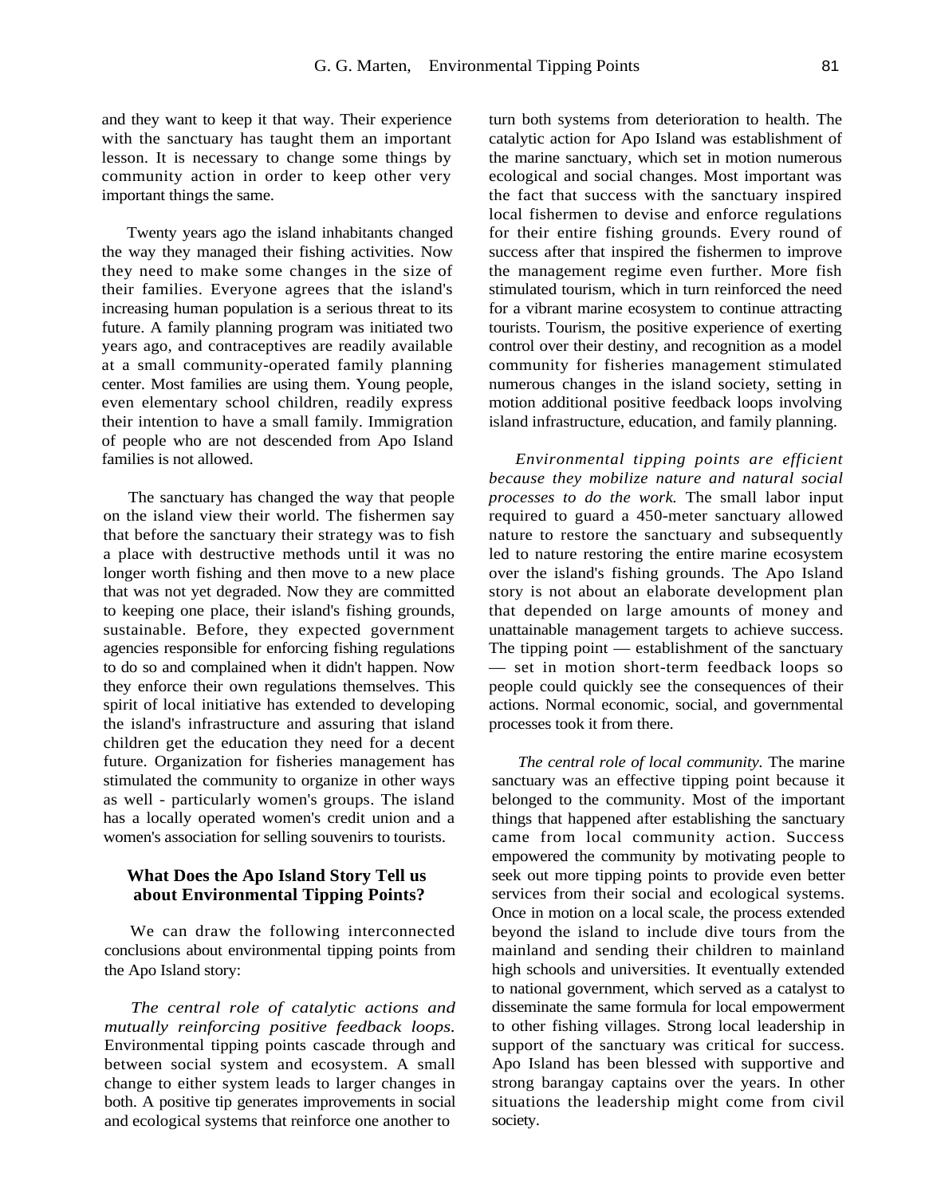and they want to keep it that way. Their experience with the sanctuary has taught them an important lesson. It is necessary to change some things by community action in order to keep other very important things the same.

Twenty years ago the island inhabitants changed the way they managed their fishing activities. Now they need to make some changes in the size of their families. Everyone agrees that the island's increasing human population is a serious threat to its future. A family planning program was initiated two years ago, and contraceptives are readily available at a small community-operated family planning center. Most families are using them. Young people, even elementary school children, readily express their intention to have a small family. Immigration of people who are not descended from Apo Island families is not allowed.

The sanctuary has changed the way that people on the island view their world. The fishermen say that before the sanctuary their strategy was to fish a place with destructive methods until it was no longer worth fishing and then move to a new place that was not yet degraded. Now they are committed to keeping one place, their island's fishing grounds, sustainable. Before, they expected government agencies responsible for enforcing fishing regulations to do so and complained when it didn't happen. Now they enforce their own regulations themselves. This spirit of local initiative has extended to developing the island's infrastructure and assuring that island children get the education they need for a decent future. Organization for fisheries management has stimulated the community to organize in other ways as well - particularly women's groups. The island has a locally operated women's credit union and a women's association for selling souvenirs to tourists.

## What Does the Apo Island Story Tell us about Environmental Tipping Points?

We can draw the following interconnected conclusions about environmental tipping points from the Apo Island story:

*The central role of catalytic actions and mutually reinforcing positive feedback loops.* Environmental tipping points cascade through and between social system and ecosystem. A small change to either system leads to larger changes in both. A positive tip generates improvements in social and ecological systems that reinforce one another to turn both systems from deterioration to health. The catalytic action for Apo Island was establishment of the marine sanctuary, which set in motion numerous ecological and social changes. Most important was the fact that success with the sanctuary inspired local fishermen to devise and enforce regulations for their entire fishing grounds. Every round of success after that inspired the fishermen to improve the management regime even further. More fish stimulated tourism, which in turn reinforced the need for a vibrant marine ecosystem to continue attracting tourists. Tourism, the positive experience of exerting control over their destiny, and recognition as a model community for fisheries management stimulated numerous changes in the island society, setting in motion additional positive feedback loops involving island infrastructure, education, and family planning.

*Environmental tipping points are efficient because they mobilize nature and natural social processes to do the work.* The small labor input required to guard a 450-meter sanctuary allowed nature to restore the sanctuary and subsequently led to nature restoring the entire marine ecosystem over the island's fishing grounds. The Apo Island story is not about an elaborate development plan that depended on large amounts of money and unattainable management targets to achieve success. The tipping point — establishment of the sanctuary — set in motion short-term feedback loops so people could quickly see the consequences of their actions. Normal economic, social, and governmental processes took it from there.

*The central role of local community.* The marine sanctuary was an effective tipping point because it belonged to the community. Most of the important things that happened after establishing the sanctuary came from local community action. Success empowered the community by motivating people to seek out more tipping points to provide even better services from their social and ecological systems. Once in motion on a local scale, the process extended beyond the island to include dive tours from the mainland and sending their children to mainland high schools and universities. It eventually extended to national government, which served as a catalyst to disseminate the same formula for local empowerment to other fishing villages. Strong local leadership in support of the sanctuary was critical for success. Apo Island has been blessed with supportive and strong barangay captains over the years. In other situations the leadership might come from civil society.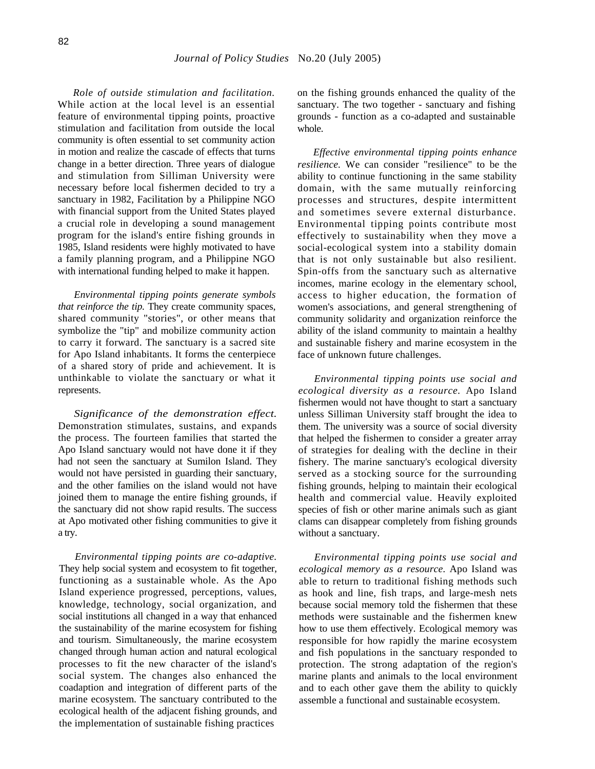*Role of outside stimulation and facilitation.* While action at the local level is an essential feature of environmental tipping points, proactive stimulation and facilitation from outside the local community is often essential to set community action in motion and realize the cascade of effects that turns change in a better direction. Three years of dialogue and stimulation from Silliman University were necessary before local fishermen decided to try a sanctuary in 1982, Facilitation by a Philippine NGO with financial support from the United States played a crucial role in developing a sound management program for the island's entire fishing grounds in 1985, Island residents were highly motivated to have a family planning program, and a Philippine NGO with international funding helped to make it happen.

*Environmental tipping points generate symbols that reinforce the tip.* They create community spaces, shared community "stories", or other means that symbolize the "tip" and mobilize community action to carry it forward. The sanctuary is a sacred site for Apo Island inhabitants. It forms the centerpiece of a shared story of pride and achievement. It is unthinkable to violate the sanctuary or what it represents.

*Significance of the demonstration effect.* Demonstration stimulates, sustains, and expands the process. The fourteen families that started the Apo Island sanctuary would not have done it if they had not seen the sanctuary at Sumilon Island. They would not have persisted in guarding their sanctuary, and the other families on the island would not have joined them to manage the entire fishing grounds, if the sanctuary did not show rapid results. The success at Apo motivated other fishing communities to give it a try.

*Environmental tipping points are co-adaptive.* They help social system and ecosystem to fit together, functioning as a sustainable whole. As the Apo Island experience progressed, perceptions, values, knowledge, technology, social organization, and social institutions all changed in a way that enhanced the sustainability of the marine ecosystem for fishing and tourism. Simultaneously, the marine ecosystem changed through human action and natural ecological processes to fit the new character of the island's social system. The changes also enhanced the coadaption and integration of different parts of the marine ecosystem. The sanctuary contributed to the ecological health of the adjacent fishing grounds, and the implementation of sustainable fishing practices on the fishing grounds enhanced the quality of the sanctuary. The two together - sanctuary and fishing grounds - function as a co-adapted and sustainable whole.

*Effective environmental tipping points enhance resilience.* We can consider "resilience" to be the ability to continue functioning in the same stability domain, with the same mutually reinforcing processes and structures, despite intermittent and sometimes severe external disturbance. Environmental tipping points contribute most effectively to sustainability when they move a social-ecological system into a stability domain that is not only sustainable but also resilient. Spin-offs from the sanctuary such as alternative incomes, marine ecology in the elementary school, access to higher education, the formation of women's associations, and general strengthening of community solidarity and organization reinforce the ability of the island community to maintain a healthy and sustainable fishery and marine ecosystem in the face of unknown future challenges.

*Environmental tipping points use social and ecological diversity as a resource.* Apo Island fishermen would not have thought to start a sanctuary unless Silliman University staff brought the idea to them. The university was a source of social diversity that helped the fishermen to consider a greater array of strategies for dealing with the decline in their fishery. The marine sanctuary's ecological diversity served as a stocking source for the surrounding fishing grounds, helping to maintain their ecological health and commercial value. Heavily exploited species of fish or other marine animals such as giant clams can disappear completely from fishing grounds without a sanctuary.

*Environmental tipping points use social and ecological memory as a resource.* Apo Island was able to return to traditional fishing methods such as hook and line, fish traps, and large-mesh nets because social memory told the fishermen that these methods were sustainable and the fishermen knew how to use them effectively. Ecological memory was responsible for how rapidly the marine ecosystem and fish populations in the sanctuary responded to protection. The strong adaptation of the region's marine plants and animals to the local environment and to each other gave them the ability to quickly assemble a functional and sustainable ecosystem.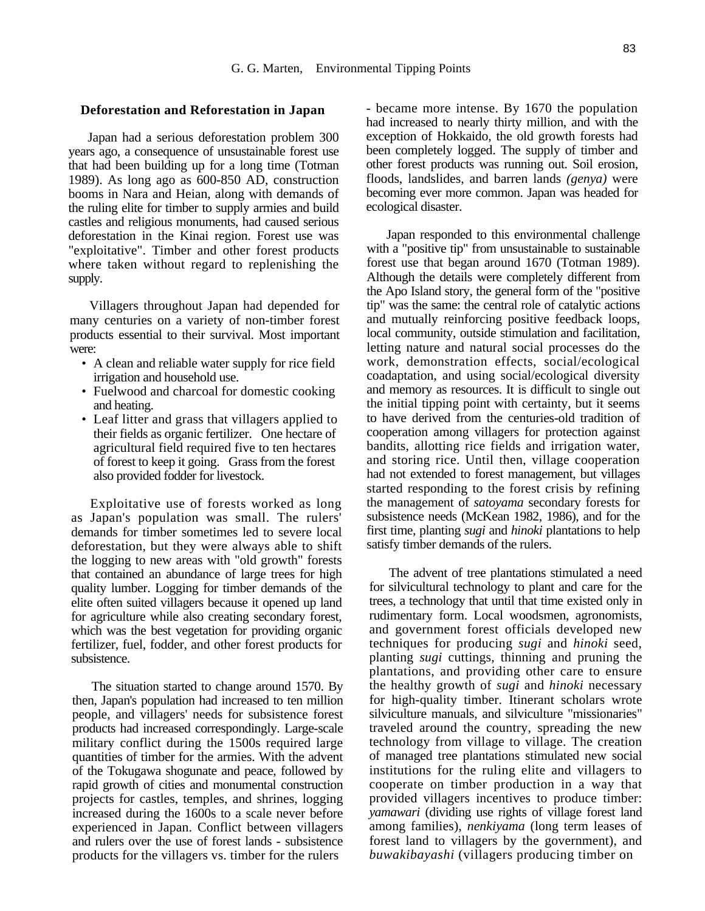## Deforestation and Reforestation in Japan

Japan had a serious deforestation problem 300 years ago, a consequence of unsustainable forest use that had been building up for a long time (Totman 1989). As long ago as 600-850 AD, construction booms in Nara and Heian, along with demands of the ruling elite for timber to supply armies and build castles and religious monuments, had caused serious deforestation in the Kinai region. Forest use was "exploitative". Timber and other forest products where taken without regard to replenishing the supply.

Villagers throughout Japan had depended for many centuries on a variety of non-timber forest products essential to their survival. Most important were:

- A clean and reliable water supply for rice field irrigation and household use.
- Fuelwood and charcoal for domestic cooking and heating.
- Leaf litter and grass that villagers applied to their fields as organic fertilizer. One hectare of agricultural field required five to ten hectares of forest to keep it going. Grass from the forest also provided fodder for livestock.

Exploitative use of forests worked as long as Japan's population was small. The rulers' demands for timber sometimes led to severe local deforestation, but they were always able to shift the logging to new areas with "old growth" forests that contained an abundance of large trees for high quality lumber. Logging for timber demands of the elite often suited villagers because it opened up land for agriculture while also creating secondary forest, which was the best vegetation for providing organic fertilizer, fuel, fodder, and other forest products for subsistence.

The situation started to change around 1570. By then, Japan's population had increased to ten million people, and villagers' needs for subsistence forest products had increased correspondingly. Large-scale military conflict during the 1500s required large quantities of timber for the armies. With the advent of the Tokugawa shogunate and peace, followed by rapid growth of cities and monumental construction projects for castles, temples, and shrines, logging increased during the 1600s to a scale never before experienced in Japan. Conflict between villagers and rulers over the use of forest lands - subsistence products for the villagers vs. timber for the rulers - became more intense. By 1670 the population had increased to nearly thirty million, and with the exception of Hokkaido, the old growth forests had been completely logged. The supply of timber and other forest products was running out. Soil erosion, floods, landslides, and barren lands *(genya)* were becoming ever more common. Japan was headed for ecological disaster.

Japan responded to this environmental challenge with a "positive tip" from unsustainable to sustainable forest use that began around 1670 (Totman 1989). Although the details were completely different from the Apo Island story, the general form of the "positive tip" was the same: the central role of catalytic actions and mutually reinforcing positive feedback loops, local community, outside stimulation and facilitation, letting nature and natural social processes do the work, demonstration effects, social/ecological coadaptation, and using social/ecological diversity and memory as resources. It is difficult to single out the initial tipping point with certainty, but it seems to have derived from the centuries-old tradition of cooperation among villagers for protection against bandits, allotting rice fields and irrigation water, and storing rice. Until then, village cooperation had not extended to forest management, but villages started responding to the forest crisis by refining the management of *satoyama* secondary forests for subsistence needs (McKean 1982, 1986), and for the first time, planting *sugi* and *hinoki* plantations to help satisfy timber demands of the rulers.

The advent of tree plantations stimulated a need for silvicultural technology to plant and care for the trees, a technology that until that time existed only in rudimentary form. Local woodsmen, agronomists, and government forest officials developed new techniques for producing *sugi* and *hinoki* seed, planting *sugi* cuttings, thinning and pruning the plantations, and providing other care to ensure the healthy growth of *sugi* and *hinoki* necessary for high-quality timber. Itinerant scholars wrote silviculture manuals, and silviculture "missionaries" traveled around the country, spreading the new technology from village to village. The creation of managed tree plantations stimulated new social institutions for the ruling elite and villagers to cooperate on timber production in a way that provided villagers incentives to produce timber: *yamawari* (dividing use rights of village forest land among families), *nenkiyama* (long term leases of forest land to villagers by the government), and *buwakibayashi* (villagers producing timber on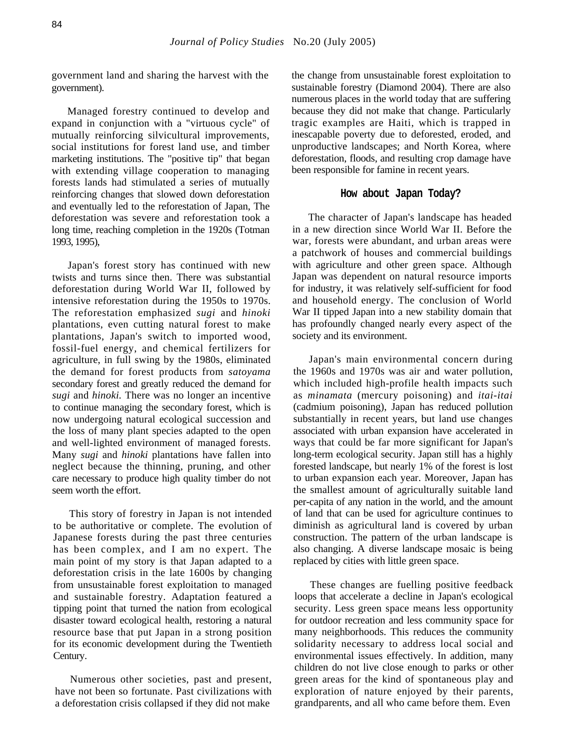government land and sharing the harvest with the government).

Managed forestry continued to develop and expand in conjunction with a "virtuous cycle" of mutually reinforcing silvicultural improvements, social institutions for forest land use, and timber marketing institutions. The "positive tip" that began with extending village cooperation to managing forests lands had stimulated a series of mutually reinforcing changes that slowed down deforestation and eventually led to the reforestation of Japan, The deforestation was severe and reforestation took a long time, reaching completion in the 1920s (Totman 1993, 1995),

Japan's forest story has continued with new twists and turns since then. There was substantial deforestation during World War II, followed by intensive reforestation during the 1950s to 1970s. The reforestation emphasized *sugi* and *hinoki* plantations, even cutting natural forest to make plantations, Japan's switch to imported wood, fossil-fuel energy, and chemical fertilizers for agriculture, in full swing by the 1980s, eliminated the demand for forest products from *satoyama* secondary forest and greatly reduced the demand for *sugi* and *hinoki*. There was no longer an incentive to continue managing the secondary forest, which is now undergoing natural ecological succession and the loss of many plant species adapted to the open and well-lighted environment of managed forests. Many *sugi* and *hinoki* plantations have fallen into neglect because the thinning, pruning, and other care necessary to produce high quality timber do not seem worth the effort.

This story of forestry in Japan is not intended to be authoritative or complete. The evolution of Japanese forests during the past three centuries has been complex, and I am no expert. The main point of my story is that Japan adapted to a deforestation crisis in the late 1600s by changing from unsustainable forest exploitation to managed and sustainable forestry. Adaptation featured a tipping point that turned the nation from ecological disaster toward ecological health, restoring a natural resource base that put Japan in a strong position for its economic development during the Twentieth Century.

Numerous other societies, past and present, have not been so fortunate. Past civilizations with a deforestation crisis collapsed if they did not make the change from unsustainable forest exploitation to sustainable forestry (Diamond 2004). There are also numerous places in the world today that are suffering because they did not make that change. Particularly tragic examples are Haiti, which is trapped in inescapable poverty due to deforested, eroded, and unproductive landscapes; and North Korea, where deforestation, floods, and resulting crop damage have been responsible for famine in recent years.

## How about Japan Today?

The character of Japan's landscape has headed in a new direction since World War II. Before the war, forests were abundant, and urban areas were a patchwork of houses and commercial buildings with agriculture and other green space. Although Japan was dependent on natural resource imports for industry, it was relatively self-sufficient for food and household energy. The conclusion of World War II tipped Japan into a new stability domain that has profoundly changed nearly every aspect of the society and its environment.

Japan's main environmental concern during the 1960s and 1970s was air and water pollution, which included high-profile health impacts such as *minamata* (mercury poisoning) and *itai-itai* (cadmium poisoning), Japan has reduced pollution substantially in recent years, but land use changes associated with urban expansion have accelerated in ways that could be far more significant for Japan's long-term ecological security. Japan still has a highly forested landscape, but nearly 1% of the forest is lost to urban expansion each year. Moreover, Japan has the smallest amount of agriculturally suitable land per-capita of any nation in the world, and the amount of land that can be used for agriculture continues to diminish as agricultural land is covered by urban construction. The pattern of the urban landscape is also changing. A diverse landscape mosaic is being replaced by cities with little green space.

These changes are fuelling positive feedback loops that accelerate a decline in Japan's ecological security. Less green space means less opportunity for outdoor recreation and less community space for many neighborhoods. This reduces the community solidarity necessary to address local social and environmental issues effectively. In addition, many children do not live close enough to parks or other green areas for the kind of spontaneous play and exploration of nature enjoyed by their parents, grandparents, and all who came before them. Even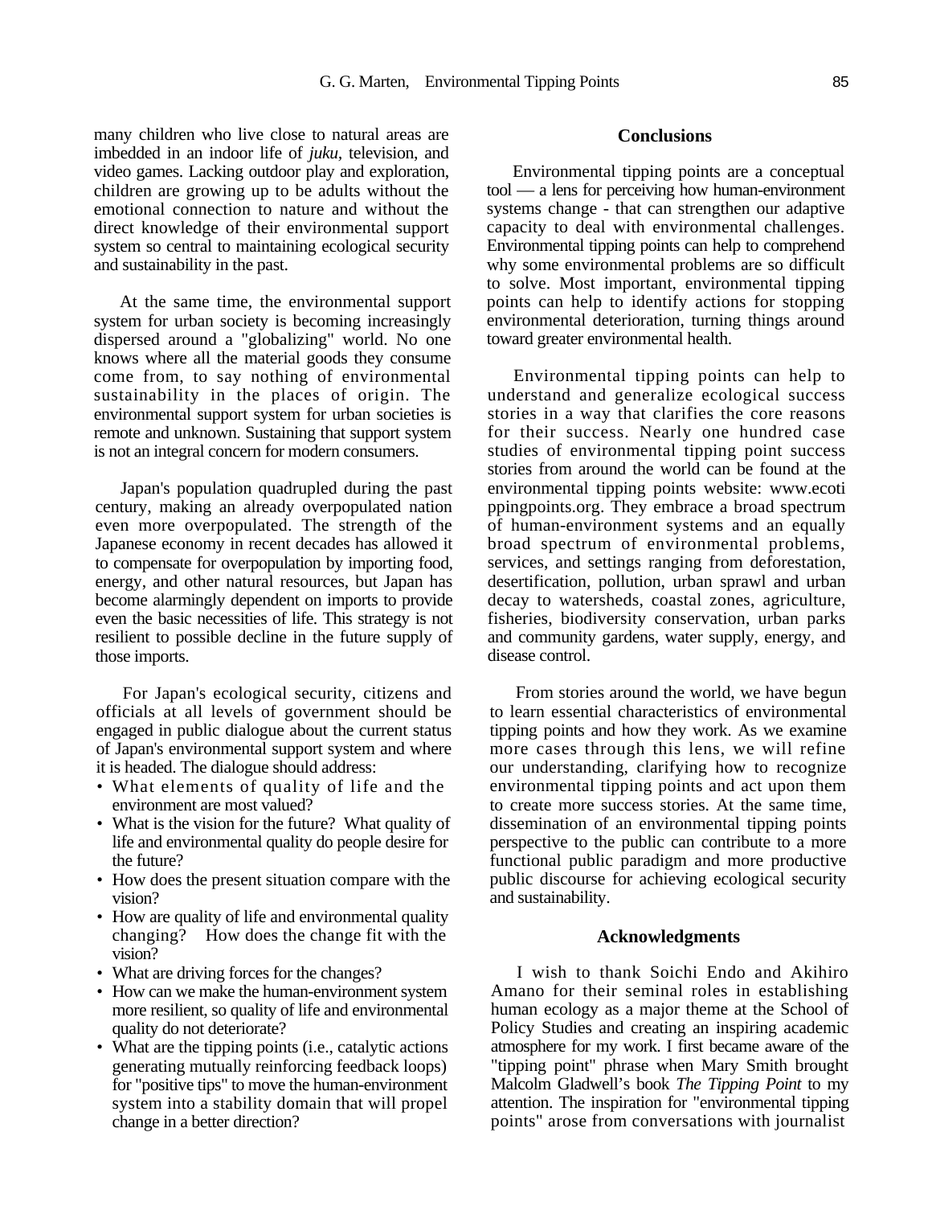many children who live close to natural areas are imbedded in an indoor life of *juku*, television, and video games. Lacking outdoor play and exploration, children are growing up to be adults without the emotional connection to nature and without the direct knowledge of their environmental support system so central to maintaining ecological security and sustainability in the past.

At the same time, the environmental support system for urban society is becoming increasingly dispersed around a "globalizing" world. No one knows where all the material goods they consume come from, to say nothing of environmental sustainability in the places of origin. The environmental support system for urban societies is remote and unknown. Sustaining that support system is not an integral concern for modern consumers.

Japan's population quadrupled during the past century, making an already overpopulated nation even more overpopulated. The strength of the Japanese economy in recent decades has allowed it to compensate for overpopulation by importing food, energy, and other natural resources, but Japan has become alarmingly dependent on imports to provide even the basic necessities of life. This strategy is not resilient to possible decline in the future supply of those imports.

For Japan's ecological security, citizens and officials at all levels of government should be engaged in public dialogue about the current status of Japan's environmental support system and where it is headed. The dialogue should address:

- What elements of quality of life and the environment are most valued?
- What is the vision for the future? What quality of life and environmental quality do people desire for the future?
- How does the present situation compare with the vision?
- How are quality of life and environmental quality changing? How does the change fit with the vision?
- What are driving forces for the changes?
- How can we make the human-environment system more resilient, so quality of life and environmental quality do not deteriorate?
- What are the tipping points (i.e., catalytic actions generating mutually reinforcing feedback loops) for "positive tips" to move the human-environment system into a stability domain that will propel change in a better direction?

## Conclusions

Environmental tipping points are a conceptual tool — a lens for perceiving how human-environment systems change - that can strengthen our adaptive capacity to deal with environmental challenges. Environmental tipping points can help to comprehend why some environmental problems are so difficult to solve. Most important, environmental tipping points can help to identify actions for stopping environmental deterioration, turning things around toward greater environmental health.

Environmental tipping points can help to understand and generalize ecological success stories in a way that clarifies the core reasons for their success. Nearly one hundred case studies of environmental tipping point success stories from around the world can be found at the environmental tipping points website: www.ecotippingpoints.org. They embrace a broad spectrum of human-environment systems and an equally broad spectrum of environmental problems, services, and settings ranging from deforestation, desertification, pollution, urban sprawl and urban decay to watersheds, coastal zones, agriculture, fisheries, biodiversity conservation, urban parks and community gardens, water supply, energy, and disease control.

From stories around the world, we have begun to learn essential characteristics of environmental tipping points and how they work. As we examine more cases through this lens, we will refine our understanding, clarifying how to recognize environmental tipping points and act upon them to create more success stories. At the same time, dissemination of an environmental tipping points perspective to the public can contribute to a more functional public paradigm and more productive public discourse for achieving ecological security and sustainability.

## Acknowledgments

I wish to thank Soichi Endo and Akihiro Amano for their seminal roles in establishing human ecology as a major theme at the School of Policy Studies and creating an inspiring academic atmosphere for my work. I first became aware of the "tipping point" phrase when Mary Smith brought Malcolm Gladwell's book *The Tipping Point* to my attention. The inspiration for "environmental tipping points" arose from conversations with journalist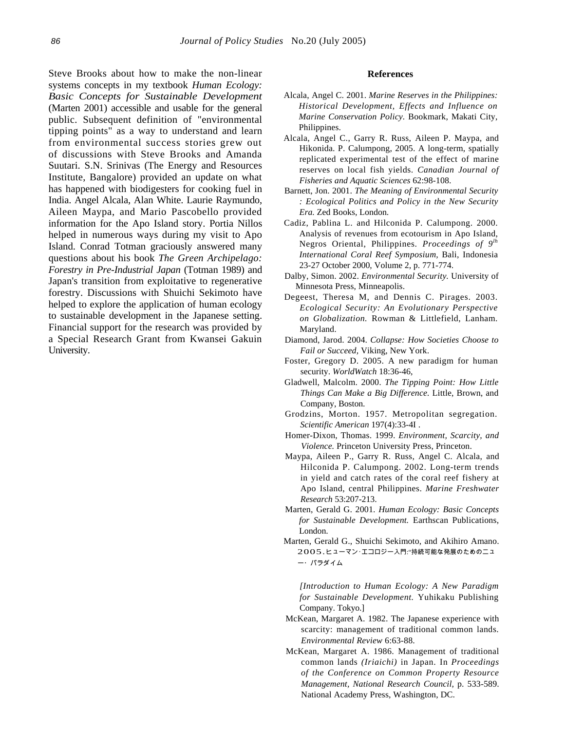Steve Brooks about how to make the non-linear systems concepts in my textbook *Human Ecology: Basic Concepts for Sustainable Development* (Marten 2001) accessible and usable for the general public. Subsequent definition of "environmental tipping points" as a way to understand and learn from environmental success stories grew out of discussions with Steve Brooks and Amanda Suutari. S.N. Srinivas (The Energy and Resources Institute, Bangalore) provided an update on what has happened with biodigesters for cooking fuel in India. Angel Alcala, Alan White. Laurie Raymundo, Aileen Maypa, and Mario Pascobello provided information for the Apo Island story. Portia Nillos helped in numerous ways during my visit to Apo Island. Conrad Totman graciously answered many questions about his book *The Green Archipelago: Forestry in Pre-Industrial Japan* (Totman 1989) and Japan's transition from exploitative to regenerative forestry. Discussions with Shuichi Sekimoto have helped to explore the application of human ecology to sustainable development in the Japanese setting. Financial support for the research was provided by a Special Research Grant from Kwansei Gakuin University.

## References

Alcala, Angel C. 2001. *Marine Reserves in the Philippines: Historical Development, Effects and Influence on Marine Conservation Policy.* Bookmark, Makati City, Philippines.

Alcala, Angel C., Garry R. Russ, Aileen P. Maypa, and Hikonida. P. Calumpong, 2005. A long-term, spatially replicated experimental test of the effect of marine reserves on local fish yields. *Canadian Journal of Fisheries and Aquatic Sciences* 62:98-108.

Barnett, Jon. 2001. *The Meaning of Environmental Security : Ecological Politics and Policy in the New Security Era.* Zed Books, London.

Cadiz, Pablina L. and Hilconida P. Calumpong. 2000. Analysis of revenues from ecotourism in Apo Island, Negros Oriental, Philippines. *Proceedings of 9th International Coral Reef Symposium,* Bali, Indonesia 23-27 October 2000, Volume 2, p. 771-774.

Dalby, Simon. 2002. *Environmental Security.* University of Minnesota Press, Minneapolis.

Degeest, Theresa M, and Dennis C. Pirages. 2003. *Ecological Security: An Evolutionary Perspective on Globalization.* Rowman & Littlefield, Lanham. Maryland.

Diamond, Jarod. 2004. *Collapse: How Societies Choose to Fail or Succeed,* Viking, New York.

Foster, Gregory D. 2005. A new paradigm for human security. *WorldWatch* 18:36-46,

Gladwell, Malcolm. 2000. *The Tipping Point: How Little Things Can Make a Big Difference.* Little, Brown, and Company, Boston.

Grodzins, Morton. 1957. Metropolitan segregation. *Scientific American* 197(4):33-4I .

Homer-Dixon, Thomas. 1999. *Environment, Scarcity, and Violence.* Princeton University Press, Princeton.

Maypa, Aileen P., Garry R. Russ, Angel C. Alcala, and Hilconida P. Calumpong. 2002. Long-term trends in yield and catch rates of the coral reef fishery at Apo Island, central Philippines. *Marine Freshwater Research* 53:207-213.

Marten, Gerald G. 2001. *Human Ecology: Basic Concepts for Sustainable Development.* Earthscan Publications, London.

Marten, Gerald G., Shuichi Sekimoto, and Akihiro Amano. ２００５.ヒューマン･エコロジー入門:"持続可能な発展のためのニュー･ パラダイム

*[Introduction to Human Ecology: A New Paradigm for Sustainable Development.* Yuhikaku Publishing Company. Tokyo.]

McKean, Margaret A. 1982. The Japanese experience with scarcity: management of traditional common lands. *Environmental Review* 6:63-88.

McKean, Margaret A. 1986. Management of traditional common lands *(Iriaichi)* in Japan. In *Proceedings of the Conference on Common Property Resource Management, National Research Council,* p. 533-589. National Academy Press, Washington, DC.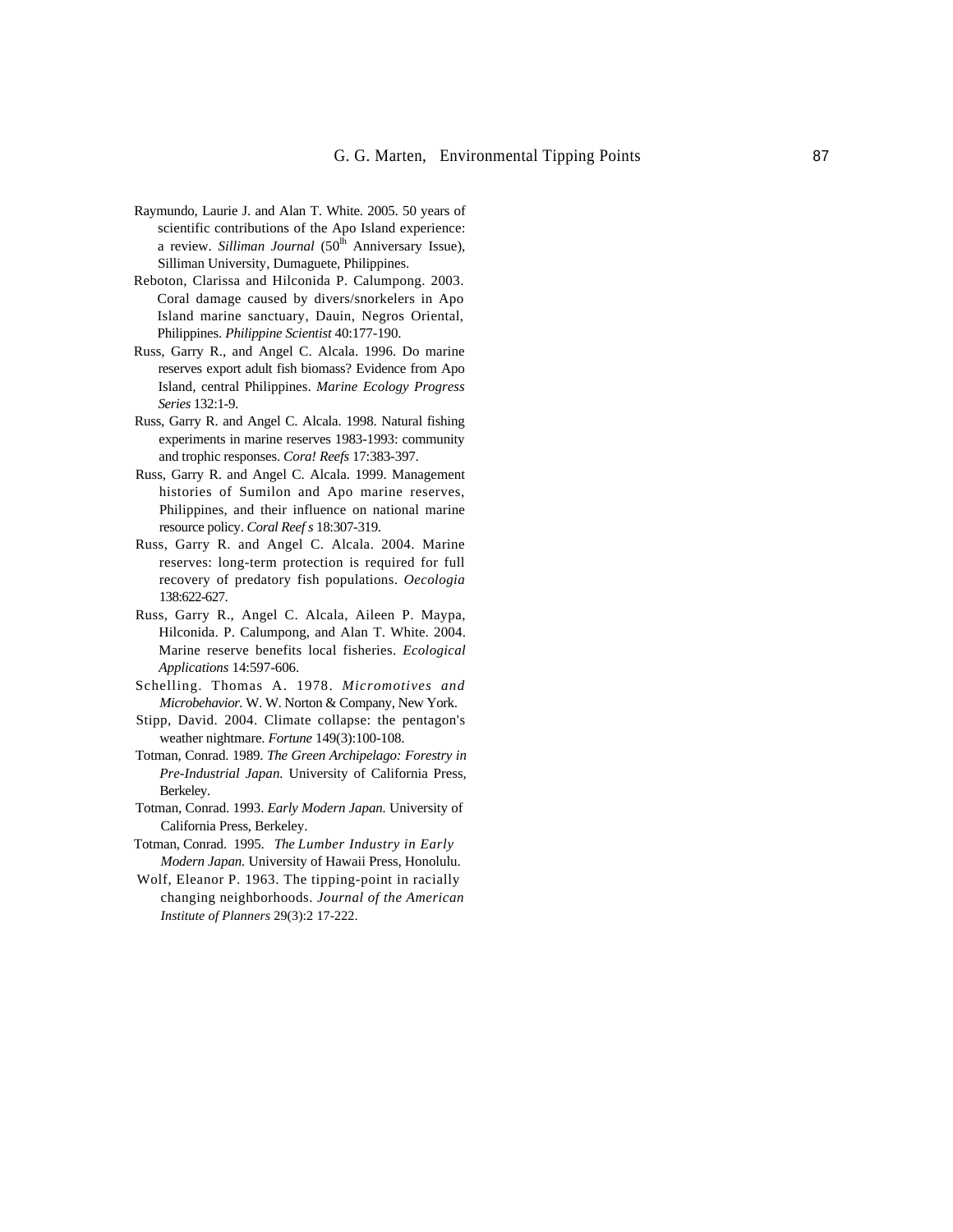Raymundo, Laurie J. and Alan T. White. 2005. 50 years of scientific contributions of the Apo Island experience: a review. *Silliman Journal* (50[th] Anniversary Issue), Silliman University, Dumaguete, Philippines.

Reboton, Clarissa and Hilconida P. Calumpong. 2003. Coral damage caused by divers/snorkelers in Apo Island marine sanctuary, Dauin, Negros Oriental, Philippines. *Philippine Scientist* 40:177-190.

Russ, Garry R., and Angel C. Alcala. 1996. Do marine reserves export adult fish biomass? Evidence from Apo Island, central Philippines. *Marine Ecology Progress Series* 132:1-9.

Russ, Garry R. and Angel C. Alcala. 1998. Natural fishing experiments in marine reserves 1983-1993: community and trophic responses. *Cora! Reefs* 17:383-397.

Russ, Garry R. and Angel C. Alcala. 1999. Management histories of Sumilon and Apo marine reserves, Philippines, and their influence on national marine resource policy. *Coral Reef s* 18:307-319.

Russ, Garry R. and Angel C. Alcala. 2004. Marine reserves: long-term protection is required for full recovery of predatory fish populations. *Oecologia* 138:622-627.

Russ, Garry R., Angel C. Alcala, Aileen P. Maypa, Hilconida. P. Calumpong, and Alan T. White. 2004. Marine reserve benefits local fisheries. *Ecological Applications* 14:597-606.

Schelling. Thomas A. 1978. *Micromotives and Microbehavior.* W. W. Norton & Company, New York.

Stipp, David. 2004. Climate collapse: the pentagon's weather nightmare. *Fortune* 149(3):100-108.

Totman, Conrad. 1989. *The Green Archipelago: Forestry in Pre-Industrial Japan.* University of California Press, Berkeley.

Totman, Conrad. 1993. *Early Modern Japan.* University of California Press, Berkeley.

Totman, Conrad. 1995. *The Lumber Industry in Early Modern Japan.* University of Hawaii Press, Honolulu.

Wolf, Eleanor P. 1963. The tipping-point in racially changing neighborhoods. *Journal of the American Institute of Planners* 29(3):2 17-222.